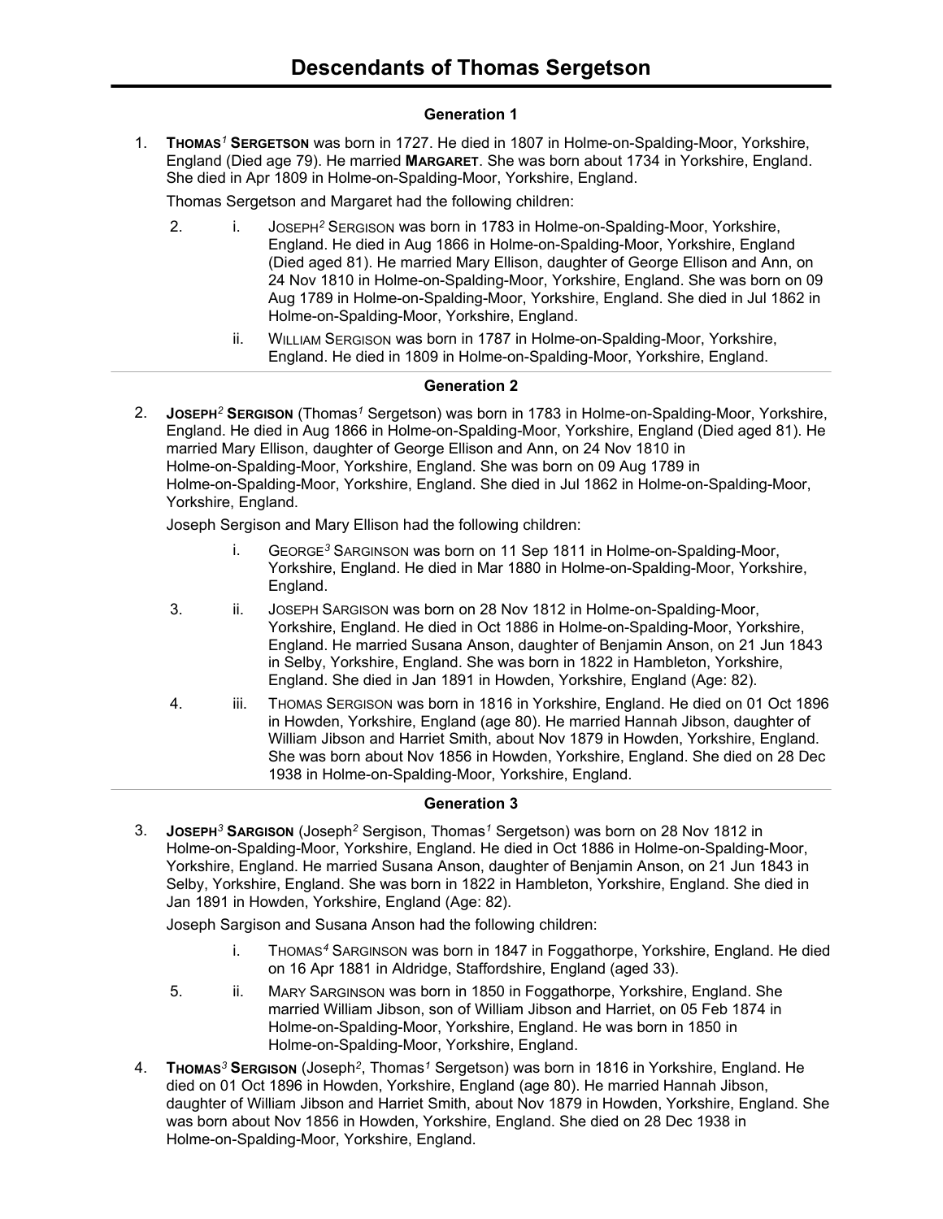# Descendants of Thomas Sergetson

### Generation 1

1. **THOMAS[1] SERGETSON** was born in 1727. He died in 1807 in Holme-on-Spalding-Moor, Yorkshire, England (Died age 79). He married **MARGARET**. She was born about 1734 in Yorkshire, England. She died in Apr 1809 in Holme-on-Spalding-Moor, Yorkshire, England.

   Thomas Sergetson and Margaret had the following children:

   2. i. JOSEPH[2] SERGISON was born in 1783 in Holme-on-Spalding-Moor, Yorkshire, England. He died in Aug 1866 in Holme-on-Spalding-Moor, Yorkshire, England (Died aged 81). He married Mary Ellison, daughter of George Ellison and Ann, on 24 Nov 1810 in Holme-on-Spalding-Moor, Yorkshire, England. She was born on 09 Aug 1789 in Holme-on-Spalding-Moor, Yorkshire, England. She died in Jul 1862 in Holme-on-Spalding-Moor, Yorkshire, England.

   ii. WILLIAM SERGISON was born in 1787 in Holme-on-Spalding-Moor, Yorkshire, England. He died in 1809 in Holme-on-Spalding-Moor, Yorkshire, England.

### Generation 2

2. **JOSEPH[2] SERGISON** (Thomas[1] Sergetson) was born in 1783 in Holme-on-Spalding-Moor, Yorkshire, England. He died in Aug 1866 in Holme-on-Spalding-Moor, Yorkshire, England (Died aged 81). He married Mary Ellison, daughter of George Ellison and Ann, on 24 Nov 1810 in Holme-on-Spalding-Moor, Yorkshire, England. She was born on 09 Aug 1789 in Holme-on-Spalding-Moor, Yorkshire, England. She died in Jul 1862 in Holme-on-Spalding-Moor, Yorkshire, England.

   Joseph Sergison and Mary Ellison had the following children:

   i. GEORGE[3] SARGINSON was born on 11 Sep 1811 in Holme-on-Spalding-Moor, Yorkshire, England. He died in Mar 1880 in Holme-on-Spalding-Moor, Yorkshire, England.

   3. ii. JOSEPH SARGISON was born on 28 Nov 1812 in Holme-on-Spalding-Moor, Yorkshire, England. He died in Oct 1886 in Holme-on-Spalding-Moor, Yorkshire, England. He married Susana Anson, daughter of Benjamin Anson, on 21 Jun 1843 in Selby, Yorkshire, England. She was born in 1822 in Hambleton, Yorkshire, England. She died in Jan 1891 in Howden, Yorkshire, England (Age: 82).

   4. iii. THOMAS SERGISON was born in 1816 in Yorkshire, England. He died on 01 Oct 1896 in Howden, Yorkshire, England (age 80). He married Hannah Jibson, daughter of William Jibson and Harriet Smith, about Nov 1879 in Howden, Yorkshire, England. She was born about Nov 1856 in Howden, Yorkshire, England. She died on 28 Dec 1938 in Holme-on-Spalding-Moor, Yorkshire, England.

### Generation 3

3. **JOSEPH[3] SARGISON** (Joseph[2] Sergison, Thomas[1] Sergetson) was born on 28 Nov 1812 in Holme-on-Spalding-Moor, Yorkshire, England. He died in Oct 1886 in Holme-on-Spalding-Moor, Yorkshire, England. He married Susana Anson, daughter of Benjamin Anson, on 21 Jun 1843 in Selby, Yorkshire, England. She was born in 1822 in Hambleton, Yorkshire, England. She died in Jan 1891 in Howden, Yorkshire, England (Age: 82).

   Joseph Sargison and Susana Anson had the following children:

   i. THOMAS[4] SARGINSON was born in 1847 in Foggathorpe, Yorkshire, England. He died on 16 Apr 1881 in Aldridge, Staffordshire, England (aged 33).

   5. ii. MARY SARGINSON was born in 1850 in Foggathorpe, Yorkshire, England. She married William Jibson, son of William Jibson and Harriet, on 05 Feb 1874 in Holme-on-Spalding-Moor, Yorkshire, England. He was born in 1850 in Holme-on-Spalding-Moor, Yorkshire, England.

4. **THOMAS[3] SERGISON** (Joseph[2], Thomas[1] Sergetson) was born in 1816 in Yorkshire, England. He died on 01 Oct 1896 in Howden, Yorkshire, England (age 80). He married Hannah Jibson, daughter of William Jibson and Harriet Smith, about Nov 1879 in Howden, Yorkshire, England. She was born about Nov 1856 in Howden, Yorkshire, England. She died on 28 Dec 1938 in Holme-on-Spalding-Moor, Yorkshire, England.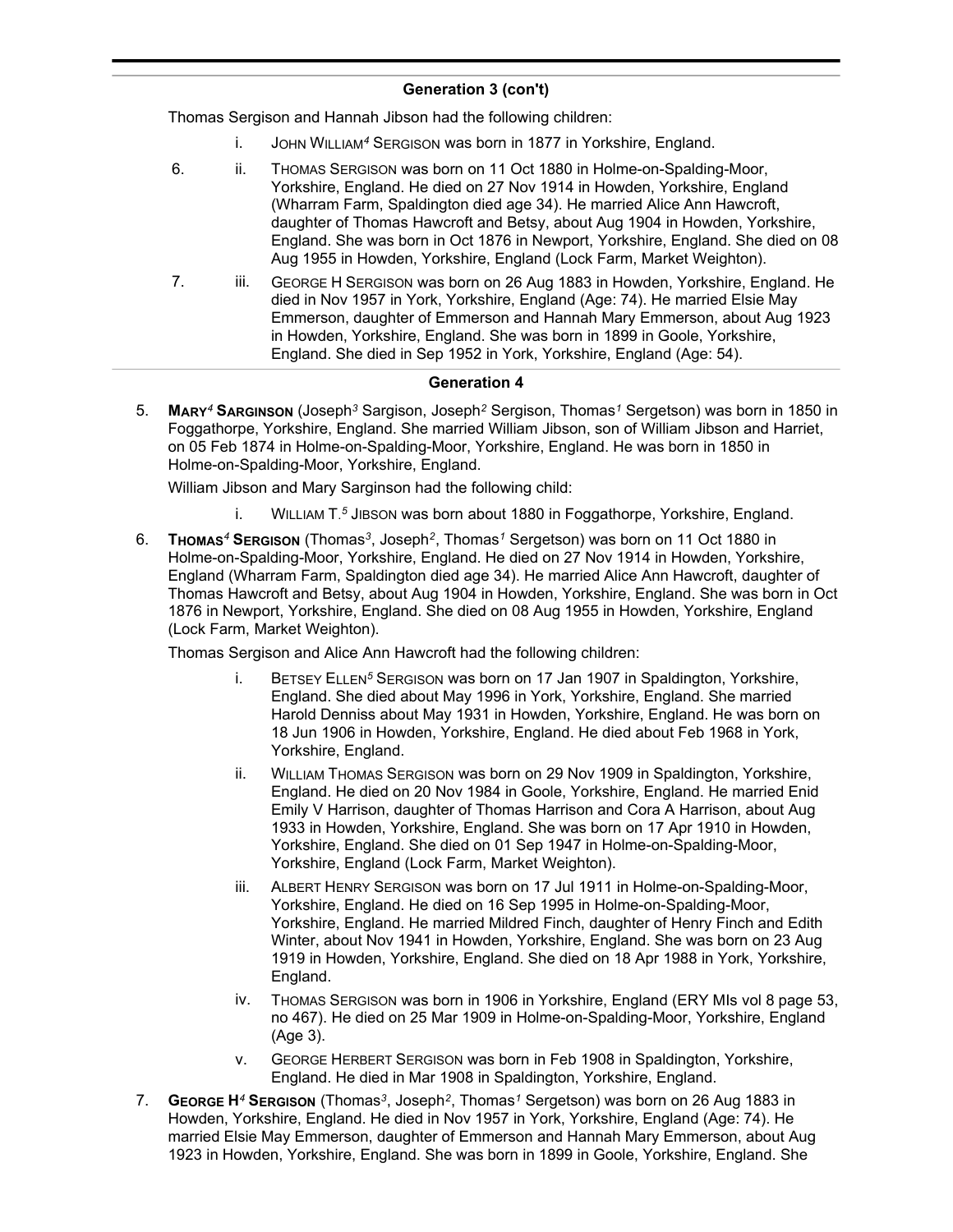## Generation 3 (con't)

Thomas Sergison and Hannah Jibson had the following children:

- i. JOHN WILLIAM[4] SERGISON was born in 1877 in Yorkshire, England.
- 6. ii. THOMAS SERGISON was born on 11 Oct 1880 in Holme-on-Spalding-Moor, Yorkshire, England. He died on 27 Nov 1914 in Howden, Yorkshire, England (Wharram Farm, Spaldington died age 34). He married Alice Ann Hawcroft, daughter of Thomas Hawcroft and Betsy, about Aug 1904 in Howden, Yorkshire, England. She was born in Oct 1876 in Newport, Yorkshire, England. She died on 08 Aug 1955 in Howden, Yorkshire, England (Lock Farm, Market Weighton).
- 7. iii. GEORGE H SERGISON was born on 26 Aug 1883 in Howden, Yorkshire, England. He died in Nov 1957 in York, Yorkshire, England (Age: 74). He married Elsie May Emmerson, daughter of Emmerson and Hannah Mary Emmerson, about Aug 1923 in Howden, Yorkshire, England. She was born in 1899 in Goole, Yorkshire, England. She died in Sep 1952 in York, Yorkshire, England (Age: 54).

## Generation 4

5. **MARY[4] SARGINSON** (Joseph[3] Sargison, Joseph[2] Sergison, Thomas[1] Sergetson) was born in 1850 in Foggathorpe, Yorkshire, England. She married William Jibson, son of William Jibson and Harriet, on 05 Feb 1874 in Holme-on-Spalding-Moor, Yorkshire, England. He was born in 1850 in Holme-on-Spalding-Moor, Yorkshire, England.

   William Jibson and Mary Sarginson had the following child:

   - i. WILLIAM T.[5] JIBSON was born about 1880 in Foggathorpe, Yorkshire, England.

6. **THOMAS[4] SERGISON** (Thomas[3], Joseph[2], Thomas[1] Sergetson) was born on 11 Oct 1880 in Holme-on-Spalding-Moor, Yorkshire, England. He died on 27 Nov 1914 in Howden, Yorkshire, England (Wharram Farm, Spaldington died age 34). He married Alice Ann Hawcroft, daughter of Thomas Hawcroft and Betsy, about Aug 1904 in Howden, Yorkshire, England. She was born in Oct 1876 in Newport, Yorkshire, England. She died on 08 Aug 1955 in Howden, Yorkshire, England (Lock Farm, Market Weighton).

   Thomas Sergison and Alice Ann Hawcroft had the following children:

   - i. BETSEY ELLEN[5] SERGISON was born on 17 Jan 1907 in Spaldington, Yorkshire, England. She died about May 1996 in York, Yorkshire, England. She married Harold Denniss about May 1931 in Howden, Yorkshire, England. He was born on 18 Jun 1906 in Howden, Yorkshire, England. He died about Feb 1968 in York, Yorkshire, England.
   - ii. WILLIAM THOMAS SERGISON was born on 29 Nov 1909 in Spaldington, Yorkshire, England. He died on 20 Nov 1984 in Goole, Yorkshire, England. He married Enid Emily V Harrison, daughter of Thomas Harrison and Cora A Harrison, about Aug 1933 in Howden, Yorkshire, England. She was born on 17 Apr 1910 in Howden, Yorkshire, England. She died on 01 Sep 1947 in Holme-on-Spalding-Moor, Yorkshire, England (Lock Farm, Market Weighton).
   - iii. ALBERT HENRY SERGISON was born on 17 Jul 1911 in Holme-on-Spalding-Moor, Yorkshire, England. He died on 16 Sep 1995 in Holme-on-Spalding-Moor, Yorkshire, England. He married Mildred Finch, daughter of Henry Finch and Edith Winter, about Nov 1941 in Howden, Yorkshire, England. She was born on 23 Aug 1919 in Howden, Yorkshire, England. She died on 18 Apr 1988 in York, Yorkshire, England.
   - iv. THOMAS SERGISON was born in 1906 in Yorkshire, England (ERY MIs vol 8 page 53, no 467). He died on 25 Mar 1909 in Holme-on-Spalding-Moor, Yorkshire, England (Age 3).
   - v. GEORGE HERBERT SERGISON was born in Feb 1908 in Spaldington, Yorkshire, England. He died in Mar 1908 in Spaldington, Yorkshire, England.

7. **GEORGE H[4] SERGISON** (Thomas[3], Joseph[2], Thomas[1] Sergetson) was born on 26 Aug 1883 in Howden, Yorkshire, England. He died in Nov 1957 in York, Yorkshire, England (Age: 74). He married Elsie May Emmerson, daughter of Emmerson and Hannah Mary Emmerson, about Aug 1923 in Howden, Yorkshire, England. She was born in 1899 in Goole, Yorkshire, England. She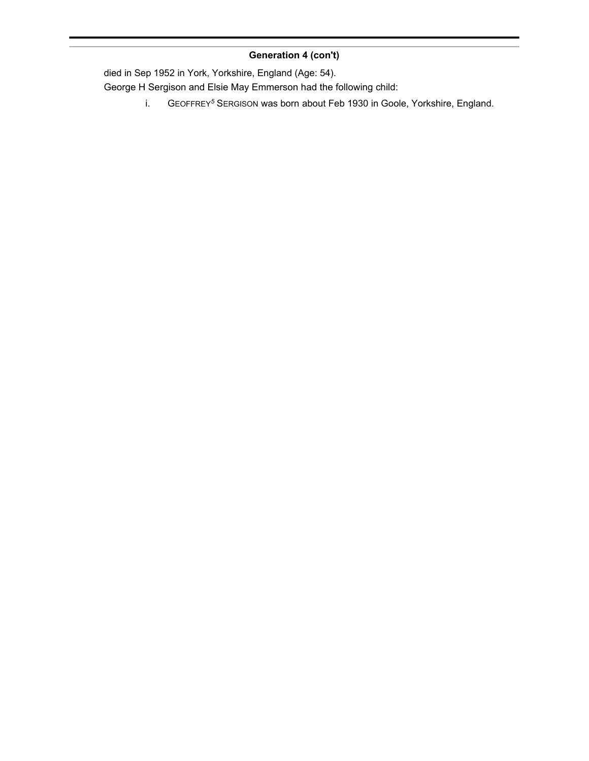## Generation 4 (con't)

died in Sep 1952 in York, Yorkshire, England (Age: 54).

George H Sergison and Elsie May Emmerson had the following child:

i. GEOFFREY[5] SERGISON was born about Feb 1930 in Goole, Yorkshire, England.